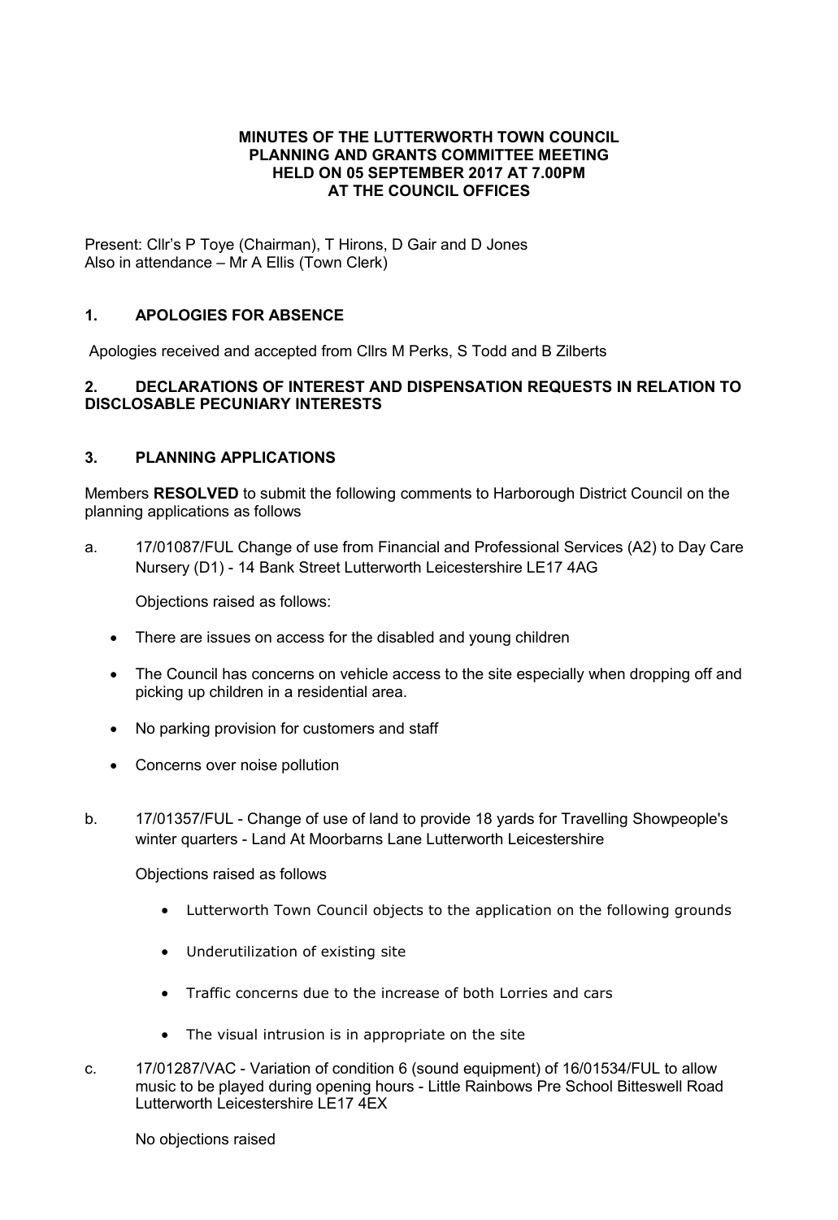**MINUTES OF THE LUTTERWORTH TOWN COUNCIL**
**PLANNING AND GRANTS COMMITTEE MEETING**
**HELD ON 05 SEPTEMBER 2017 AT 7.00PM**
**AT THE COUNCIL OFFICES**

Present: Cllr's P Toye (Chairman), T Hirons, D Gair and D Jones
Also in attendance – Mr A Ellis (Town Clerk)

## 1. APOLOGIES FOR ABSENCE

Apologies received and accepted from Cllrs M Perks, S Todd and B Zilberts

## 2. DECLARATIONS OF INTEREST AND DISPENSATION REQUESTS IN RELATION TO DISCLOSABLE PECUNIARY INTERESTS

## 3. PLANNING APPLICATIONS

Members **RESOLVED** to submit the following comments to Harborough District Council on the planning applications as follows

a. 17/01087/FUL Change of use from Financial and Professional Services (A2) to Day Care Nursery (D1) - 14 Bank Street Lutterworth Leicestershire LE17 4AG

Objections raised as follows:

- There are issues on access for the disabled and young children
- The Council has concerns on vehicle access to the site especially when dropping off and picking up children in a residential area.
- No parking provision for customers and staff
- Concerns over noise pollution

b. 17/01357/FUL - Change of use of land to provide 18 yards for Travelling Showpeople's winter quarters - Land At Moorbarns Lane Lutterworth Leicestershire

Objections raised as follows

- Lutterworth Town Council objects to the application on the following grounds
- Underutilization of existing site
- Traffic concerns due to the increase of both Lorries and cars
- The visual intrusion is in appropriate on the site

c. 17/01287/VAC - Variation of condition 6 (sound equipment) of 16/01534/FUL to allow music to be played during opening hours - Little Rainbows Pre School Bitteswell Road Lutterworth Leicestershire LE17 4EX

No objections raised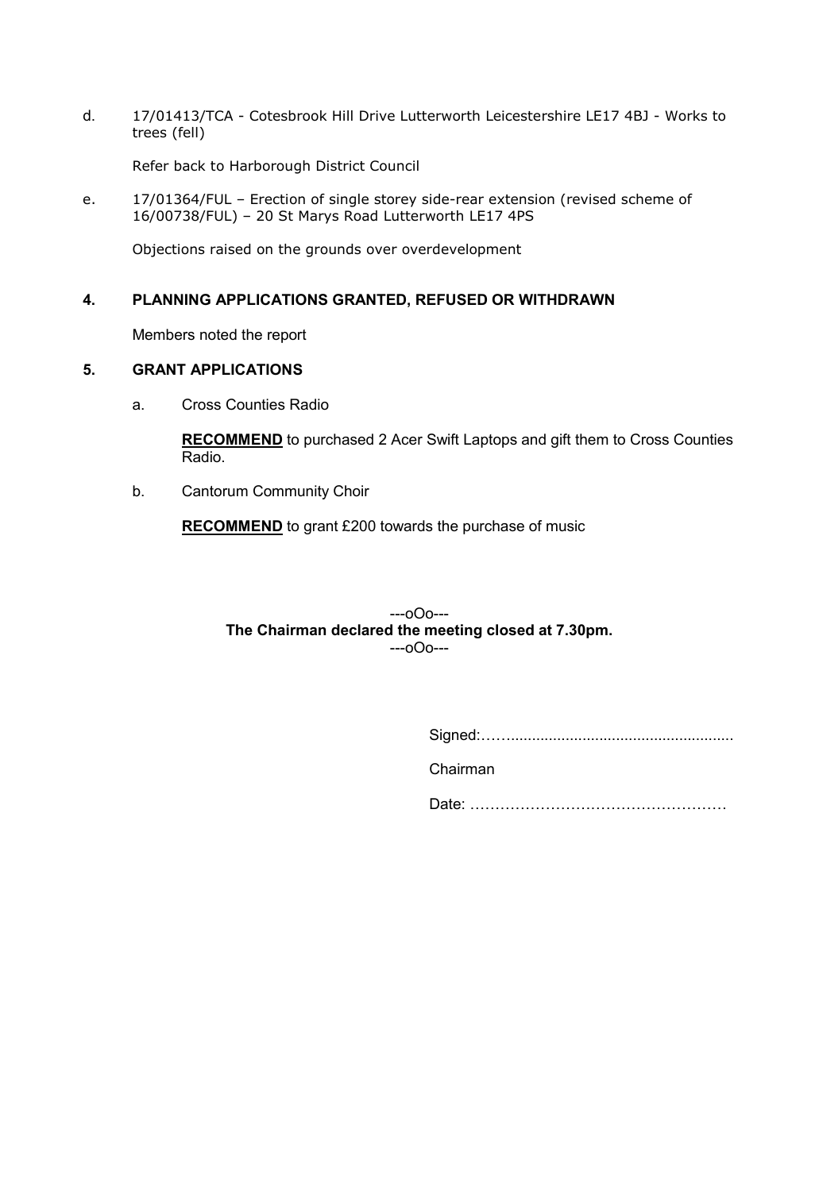d. 17/01413/TCA - Cotesbrook Hill Drive Lutterworth Leicestershire LE17 4BJ - Works to trees (fell)

   Refer back to Harborough District Council

e. 17/01364/FUL – Erection of single storey side-rear extension (revised scheme of 16/00738/FUL) – 20 St Marys Road Lutterworth LE17 4PS

   Objections raised on the grounds over overdevelopment

## 4. PLANNING APPLICATIONS GRANTED, REFUSED OR WITHDRAWN

Members noted the report

## 5. GRANT APPLICATIONS

a. Cross Counties Radio

   **RECOMMEND** to purchased 2 Acer Swift Laptops and gift them to Cross Counties Radio.

b. Cantorum Community Choir

   **RECOMMEND** to grant £200 towards the purchase of music

---oOo---

**The Chairman declared the meeting closed at 7.30pm.**

---oOo---

Signed:……......................................................

Chairman

Date: ……………………………………………